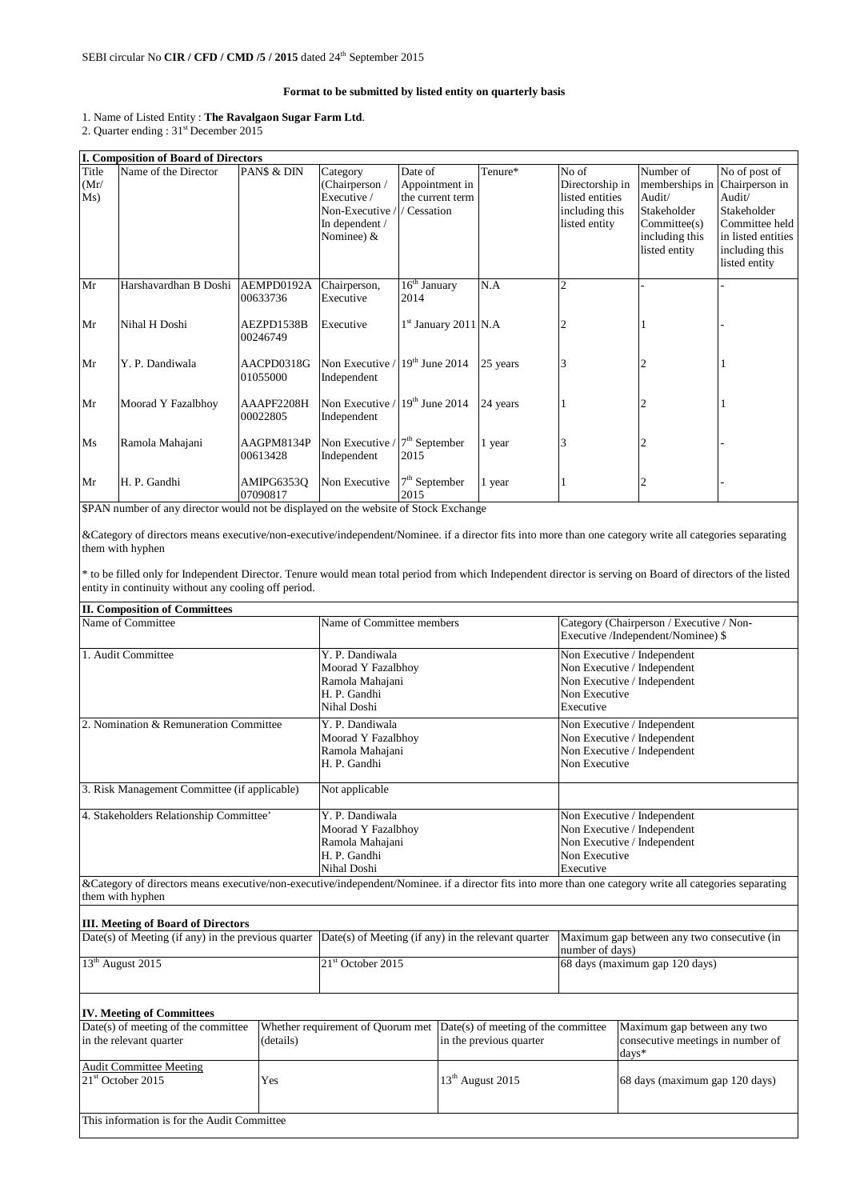SEBI circular No **CIR / CFD / CMD /5 / 2015** dated 24th September 2015

**Format to be submitted by listed entity on quarterly basis**

1. Name of Listed Entity : **The Ravalgaon Sugar Farm Ltd**.
2. Quarter ending : 31st December 2015

**I. Composition of Board of Directors**

| Title (Mr/ Ms) | Name of the Director | PAN$ & DIN | Category (Chairperson / Executive / Non-Executive / In dependent / Nominee) & | Date of Appointment in the current term / Cessation | Tenure* | No of Directorship in listed entities including this listed entity | Number of memberships in Audit/ Stakeholder Committee(s) including this listed entity | No of post of Chairperson in Audit/ Stakeholder Committee held in listed entities including this listed entity |
|---|---|---|---|---|---|---|---|---|
| Mr | Harshavardhan B Doshi | AEMPD0192A 00633736 | Chairperson, Executive | 16th January 2014 | N.A | 2 | - | - |
| Mr | Nihal H Doshi | AEZPD1538B 00246749 | Executive | 1st January 2011 | N.A | 2 | 1 | - |
| Mr | Y. P. Dandiwala | AACPD0318G 01055000 | Non Executive / Independent | 19th June 2014 | 25 years | 3 | 2 | 1 |
| Mr | Moorad Y Fazalbhoy | AAAPF2208H 00022805 | Non Executive / Independent | 19th June 2014 | 24 years | 1 | 2 | 1 |
| Ms | Ramola Mahajani | AAGPM8134P 00613428 | Non Executive / Independent | 7th September 2015 | 1 year | 3 | 2 | - |
| Mr | H. P. Gandhi | AMIPG6353Q 07090817 | Non Executive | 7th September 2015 | 1 year | 1 | 2 | - |

$PAN number of any director would not be displayed on the website of Stock Exchange

&Category of directors means executive/non-executive/independent/Nominee. if a director fits into more than one category write all categories separating them with hyphen

* to be filled only for Independent Director. Tenure would mean total period from which Independent director is serving on Board of directors of the listed entity in continuity without any cooling off period.

**II. Composition of Committees**

| Name of Committee | Name of Committee members | Category (Chairperson / Executive / Non-Executive /Independent/Nominee) $ |
|---|---|---|
| 1. Audit Committee | Y. P. Dandiwala<br>Moorad Y Fazalbhoy<br>Ramola Mahajani<br>H. P. Gandhi<br>Nihal Doshi | Non Executive / Independent<br>Non Executive / Independent<br>Non Executive / Independent<br>Non Executive<br>Executive |
| 2. Nomination & Remuneration Committee | Y. P. Dandiwala<br>Moorad Y Fazalbhoy<br>Ramola Mahajani<br>H. P. Gandhi | Non Executive / Independent<br>Non Executive / Independent<br>Non Executive / Independent<br>Non Executive |
| 3. Risk Management Committee (if applicable) | Not applicable | |
| 4. Stakeholders Relationship Committee' | Y. P. Dandiwala<br>Moorad Y Fazalbhoy<br>Ramola Mahajani<br>H. P. Gandhi<br>Nihal Doshi | Non Executive / Independent<br>Non Executive / Independent<br>Non Executive / Independent<br>Non Executive<br>Executive |

&Category of directors means executive/non-executive/independent/Nominee. if a director fits into more than one category write all categories separating them with hyphen

**III. Meeting of Board of Directors**

| Date(s) of Meeting (if any) in the previous quarter | Date(s) of Meeting (if any) in the relevant quarter | Maximum gap between any two consecutive (in number of days) |
|---|---|---|
| 13th August 2015 | 21st October 2015 | 68 days (maximum gap 120 days) |

**IV. Meeting of Committees**

| Date(s) of meeting of the committee in the relevant quarter | Whether requirement of Quorum met (details) | Date(s) of meeting of the committee in the previous quarter | Maximum gap between any two consecutive meetings in number of days* |
|---|---|---|---|
| Audit Committee Meeting<br>21st October 2015 | Yes | 13th August 2015 | 68 days (maximum gap 120 days) |

This information is for the Audit Committee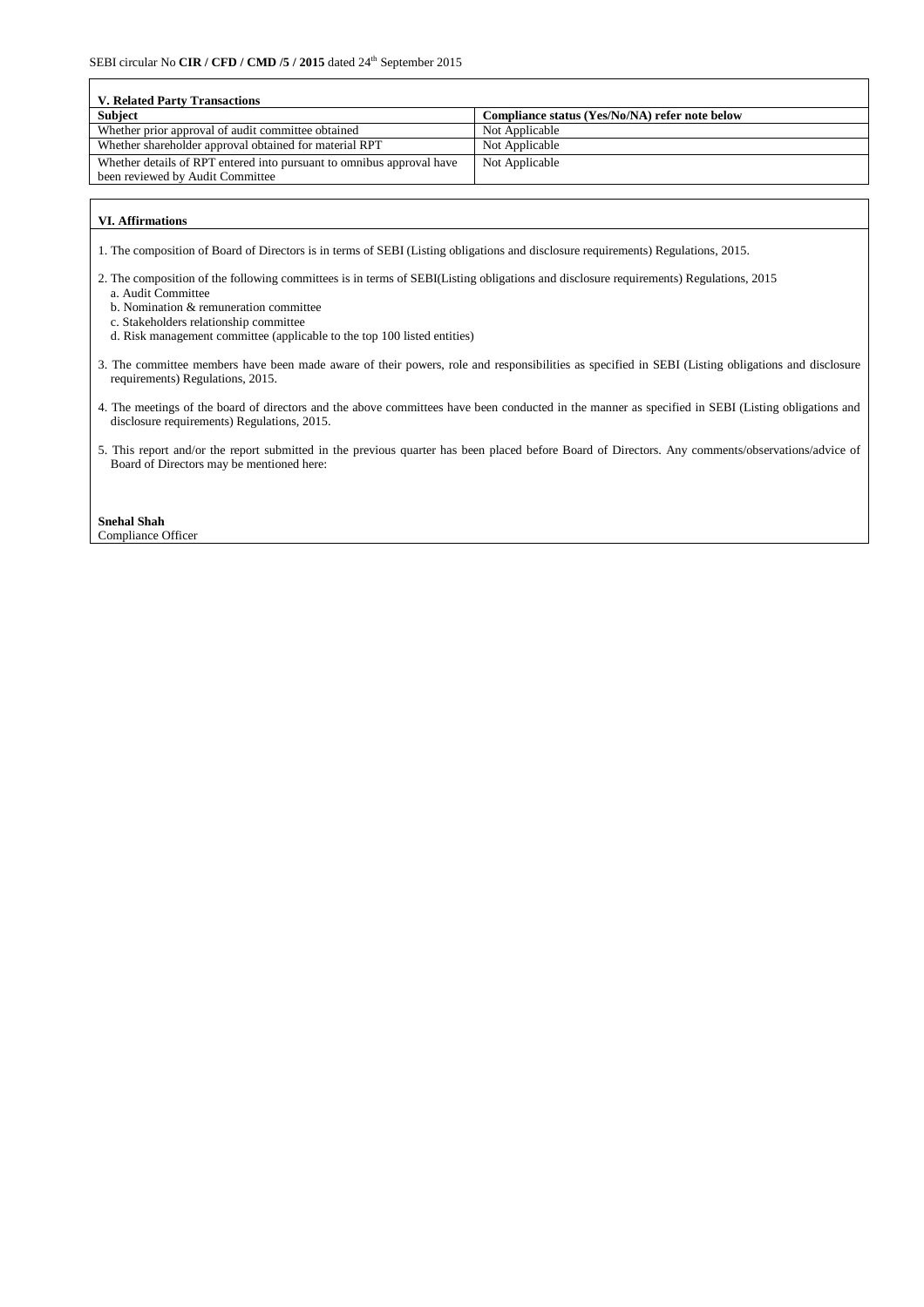SEBI circular No **CIR / CFD / CMD /5 / 2015** dated 24th September 2015

**V. Related Party Transactions**

| **Subject** | **Compliance status (Yes/No/NA) refer note below** |
|---|---|
| Whether prior approval of audit committee obtained | Not Applicable |
| Whether shareholder approval obtained for material RPT | Not Applicable |
| Whether details of RPT entered into pursuant to omnibus approval have been reviewed by Audit Committee | Not Applicable |

**VI. Affirmations**

1. The composition of Board of Directors is in terms of SEBI (Listing obligations and disclosure requirements) Regulations, 2015.

2. The composition of the following committees is in terms of SEBI(Listing obligations and disclosure requirements) Regulations, 2015
   a. Audit Committee
   b. Nomination & remuneration committee
   c. Stakeholders relationship committee
   d. Risk management committee (applicable to the top 100 listed entities)

3. The committee members have been made aware of their powers, role and responsibilities as specified in SEBI (Listing obligations and disclosure requirements) Regulations, 2015.

4. The meetings of the board of directors and the above committees have been conducted in the manner as specified in SEBI (Listing obligations and disclosure requirements) Regulations, 2015.

5. This report and/or the report submitted in the previous quarter has been placed before Board of Directors. Any comments/observations/advice of Board of Directors may be mentioned here:

**Snehal Shah**
Compliance Officer